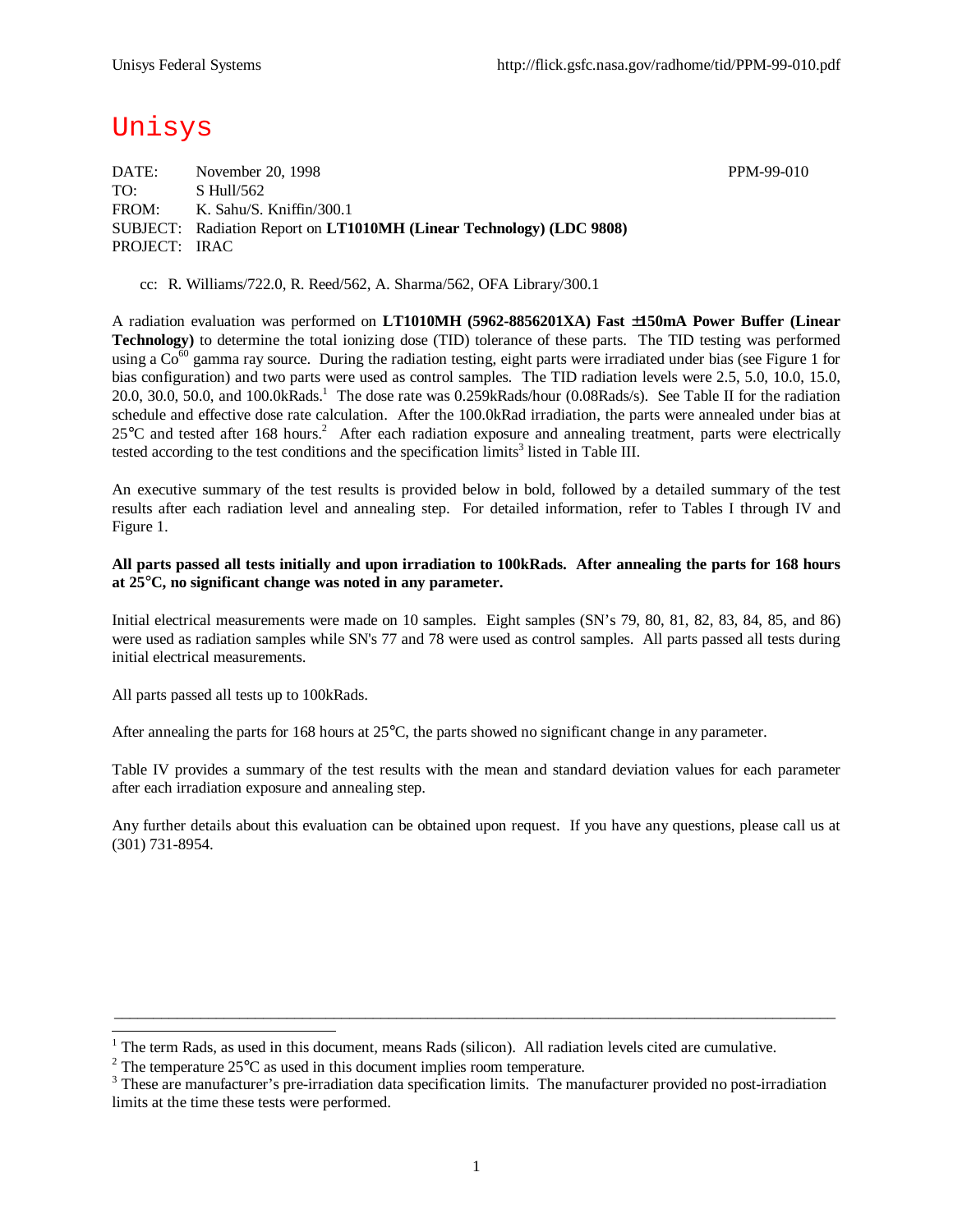# Unisys

DATE: November 20, 1998 PPM-99-010
TO: S Hull/562
FROM: K. Sahu/S. Kniffin/300.1
SUBJECT: Radiation Report on **LT1010MH (Linear Technology) (LDC 9808)**
PROJECT: IRAC

cc: R. Williams/722.0, R. Reed/562, A. Sharma/562, OFA Library/300.1

A radiation evaluation was performed on **LT1010MH (5962-8856201XA) Fast ±150mA Power Buffer (Linear Technology)** to determine the total ionizing dose (TID) tolerance of these parts. The TID testing was performed using a $Co^{60}$ gamma ray source. During the radiation testing, eight parts were irradiated under bias (see Figure 1 for bias configuration) and two parts were used as control samples. The TID radiation levels were 2.5, 5.0, 10.0, 15.0, 20.0, 30.0, 50.0, and 100.0kRads.[1] The dose rate was 0.259kRads/hour (0.08Rads/s). See Table II for the radiation schedule and effective dose rate calculation. After the 100.0kRad irradiation, the parts were annealed under bias at 25°C and tested after 168 hours.[2] After each radiation exposure and annealing treatment, parts were electrically tested according to the test conditions and the specification limits[3] listed in Table III.

An executive summary of the test results is provided below in bold, followed by a detailed summary of the test results after each radiation level and annealing step. For detailed information, refer to Tables I through IV and Figure 1.

**All parts passed all tests initially and upon irradiation to 100kRads. After annealing the parts for 168 hours at 25°C, no significant change was noted in any parameter.**

Initial electrical measurements were made on 10 samples. Eight samples (SN's 79, 80, 81, 82, 83, 84, 85, and 86) were used as radiation samples while SN's 77 and 78 were used as control samples. All parts passed all tests during initial electrical measurements.

All parts passed all tests up to 100kRads.

After annealing the parts for 168 hours at 25°C, the parts showed no significant change in any parameter.

Table IV provides a summary of the test results with the mean and standard deviation values for each parameter after each irradiation exposure and annealing step.

Any further details about this evaluation can be obtained upon request. If you have any questions, please call us at (301) 731-8954.

---

[1] The term Rads, as used in this document, means Rads (silicon). All radiation levels cited are cumulative.

[2] The temperature 25°C as used in this document implies room temperature.

[3] These are manufacturer's pre-irradiation data specification limits. The manufacturer provided no post-irradiation limits at the time these tests were performed.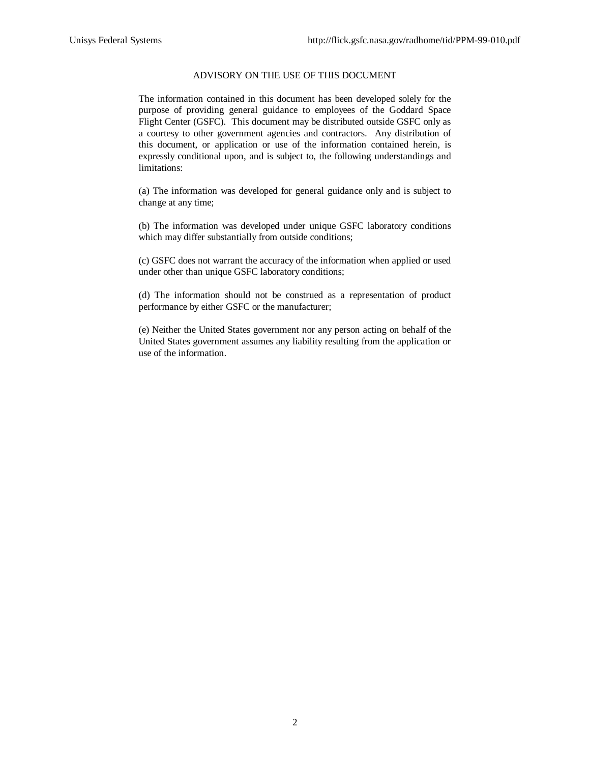## ADVISORY ON THE USE OF THIS DOCUMENT

The information contained in this document has been developed solely for the purpose of providing general guidance to employees of the Goddard Space Flight Center (GSFC). This document may be distributed outside GSFC only as a courtesy to other government agencies and contractors. Any distribution of this document, or application or use of the information contained herein, is expressly conditional upon, and is subject to, the following understandings and limitations:

(a) The information was developed for general guidance only and is subject to change at any time;

(b) The information was developed under unique GSFC laboratory conditions which may differ substantially from outside conditions;

(c) GSFC does not warrant the accuracy of the information when applied or used under other than unique GSFC laboratory conditions;

(d) The information should not be construed as a representation of product performance by either GSFC or the manufacturer;

(e) Neither the United States government nor any person acting on behalf of the United States government assumes any liability resulting from the application or use of the information.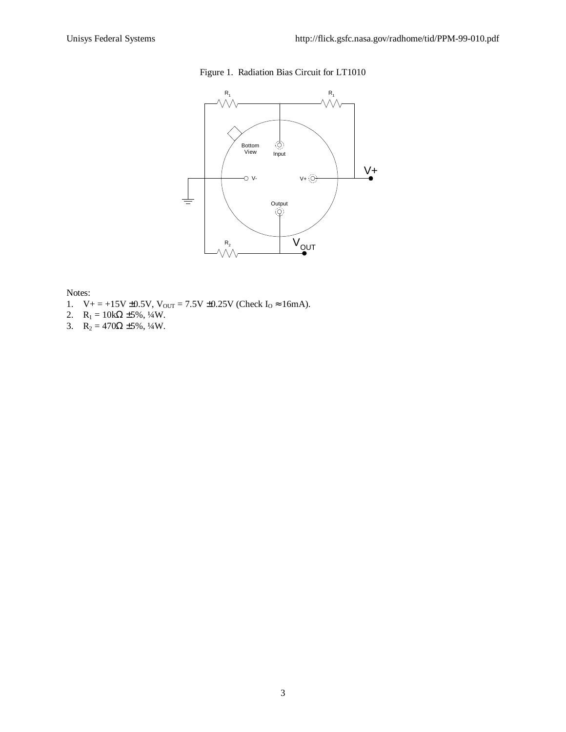Figure 1. Radiation Bias Circuit for LT1010

Notes:

1. V+ = +15V ±0.5V, $V_{OUT}$ = 7.5V ±0.25V (Check $I_O \approx$ 16mA).
2. $R_1$ = 10kΩ ±5%, ¼W.
3. $R_2$ = 470Ω ±5%, ¼W.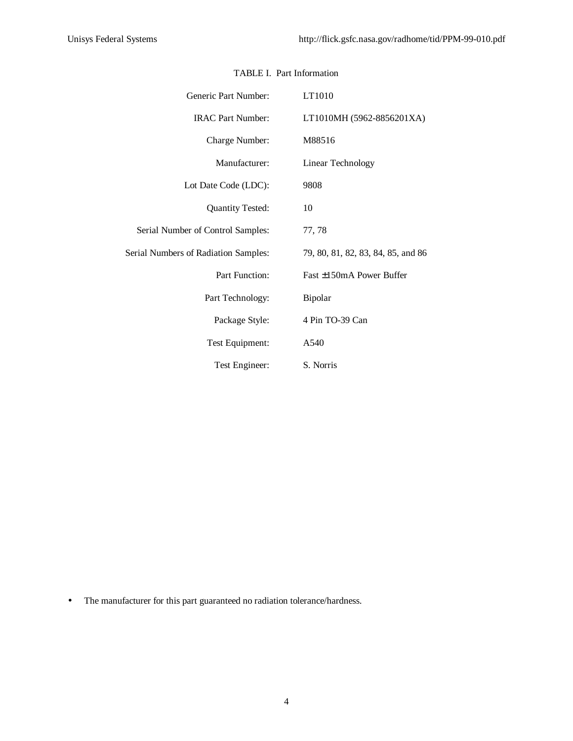TABLE I. Part Information

| | |
|---|---|
| Generic Part Number: | LT1010 |
| IRAC Part Number: | LT1010MH (5962-8856201XA) |
| Charge Number: | M88516 |
| Manufacturer: | Linear Technology |
| Lot Date Code (LDC): | 9808 |
| Quantity Tested: | 10 |
| Serial Number of Control Samples: | 77, 78 |
| Serial Numbers of Radiation Samples: | 79, 80, 81, 82, 83, 84, 85, and 86 |
| Part Function: | Fast ±150mA Power Buffer |
| Part Technology: | Bipolar |
| Package Style: | 4 Pin TO-39 Can |
| Test Equipment: | A540 |
| Test Engineer: | S. Norris |

- The manufacturer for this part guaranteed no radiation tolerance/hardness.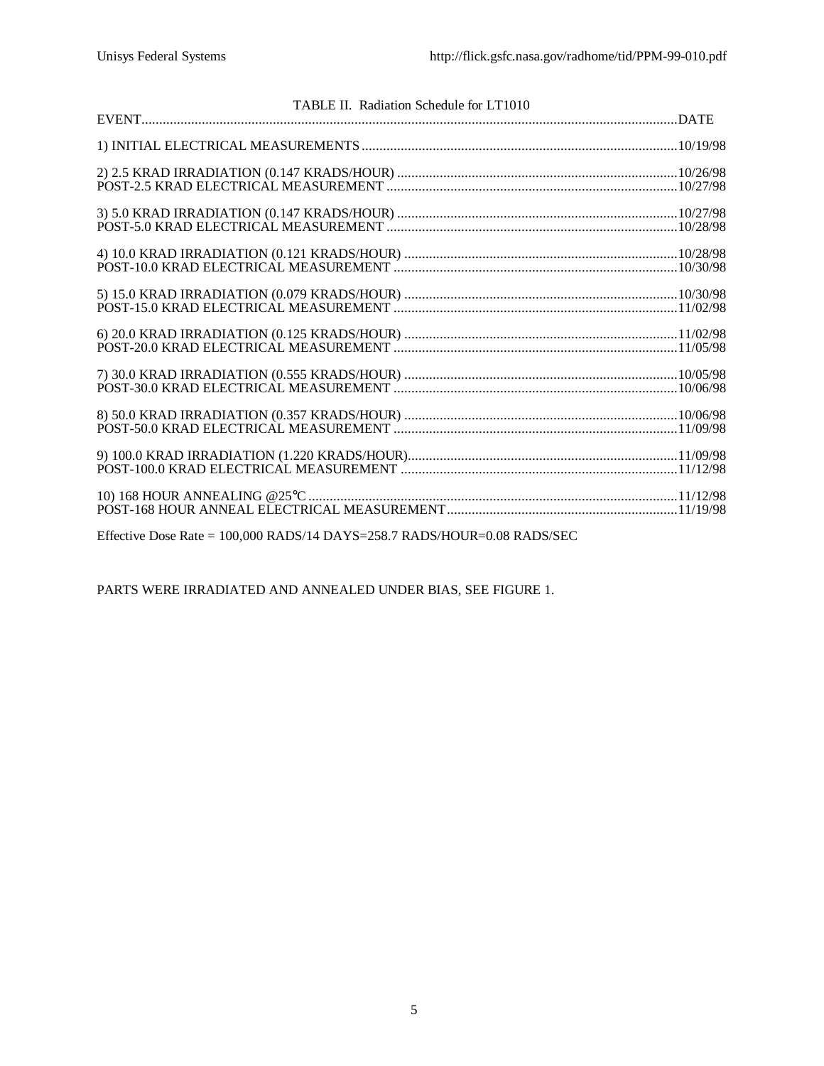TABLE II. Radiation Schedule for LT1010

| EVENT | DATE |
|---|---|
| 1) INITIAL ELECTRICAL MEASUREMENTS | 10/19/98 |
| 2) 2.5 KRAD IRRADIATION (0.147 KRADS/HOUR) | 10/26/98 |
| POST-2.5 KRAD ELECTRICAL MEASUREMENT | 10/27/98 |
| 3) 5.0 KRAD IRRADIATION (0.147 KRADS/HOUR) | 10/27/98 |
| POST-5.0 KRAD ELECTRICAL MEASUREMENT | 10/28/98 |
| 4) 10.0 KRAD IRRADIATION (0.121 KRADS/HOUR) | 10/28/98 |
| POST-10.0 KRAD ELECTRICAL MEASUREMENT | 10/30/98 |
| 5) 15.0 KRAD IRRADIATION (0.079 KRADS/HOUR) | 10/30/98 |
| POST-15.0 KRAD ELECTRICAL MEASUREMENT | 11/02/98 |
| 6) 20.0 KRAD IRRADIATION (0.125 KRADS/HOUR) | 11/02/98 |
| POST-20.0 KRAD ELECTRICAL MEASUREMENT | 11/05/98 |
| 7) 30.0 KRAD IRRADIATION (0.555 KRADS/HOUR) | 10/05/98 |
| POST-30.0 KRAD ELECTRICAL MEASUREMENT | 10/06/98 |
| 8) 50.0 KRAD IRRADIATION (0.357 KRADS/HOUR) | 10/06/98 |
| POST-50.0 KRAD ELECTRICAL MEASUREMENT | 11/09/98 |
| 9) 100.0 KRAD IRRADIATION (1.220 KRADS/HOUR) | 11/09/98 |
| POST-100.0 KRAD ELECTRICAL MEASUREMENT | 11/12/98 |
| 10) 168 HOUR ANNEALING @25°C | 11/12/98 |
| POST-168 HOUR ANNEAL ELECTRICAL MEASUREMENT | 11/19/98 |

Effective Dose Rate = 100,000 RADS/14 DAYS=258.7 RADS/HOUR=0.08 RADS/SEC

PARTS WERE IRRADIATED AND ANNEALED UNDER BIAS, SEE FIGURE 1.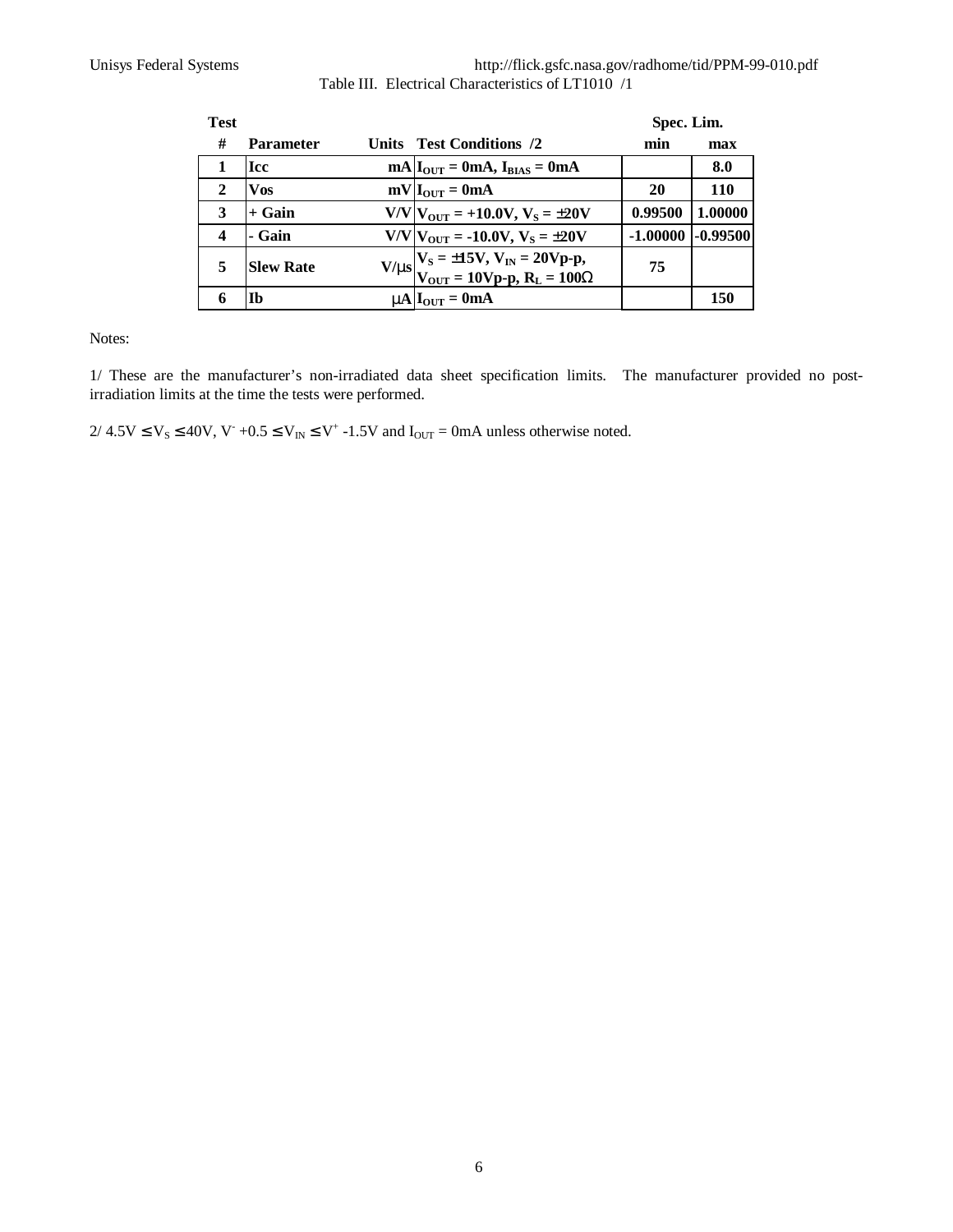Table III. Electrical Characteristics of LT1010 /1

| Test # | Parameter | Units | Test Conditions /2 | Spec. Lim. min | Spec. Lim. max |
|---|---|---|---|---|---|
| 1 | Icc | mA | $I_{OUT}$ = 0mA, $I_{BIAS}$ = 0mA | | 8.0 |
| 2 | Vos | mV | $I_{OUT}$ = 0mA | 20 | 110 |
| 3 | + Gain | V/V | $V_{OUT}$ = +10.0V, $V_S$ = ±20V | 0.99500 | 1.00000 |
| 4 | - Gain | V/V | $V_{OUT}$ = -10.0V, $V_S$ = ±20V | -1.00000 | -0.99500 |
| 5 | Slew Rate | V/μs | $V_S$ = ±15V, $V_{IN}$ = 20Vp-p, $V_{OUT}$ = 10Vp-p, $R_L$ = 100Ω | 75 | |
| 6 | Ib | μA | $I_{OUT}$ = 0mA | | 150 |

Notes:

1/ These are the manufacturer's non-irradiated data sheet specification limits. The manufacturer provided no post-irradiation limits at the time the tests were performed.

2/ $4.5V \leq V_S \leq 40V$, $V^- + 0.5 \leq V_{IN} \leq V^+ - 1.5V$ and $I_{OUT}$ = 0mA unless otherwise noted.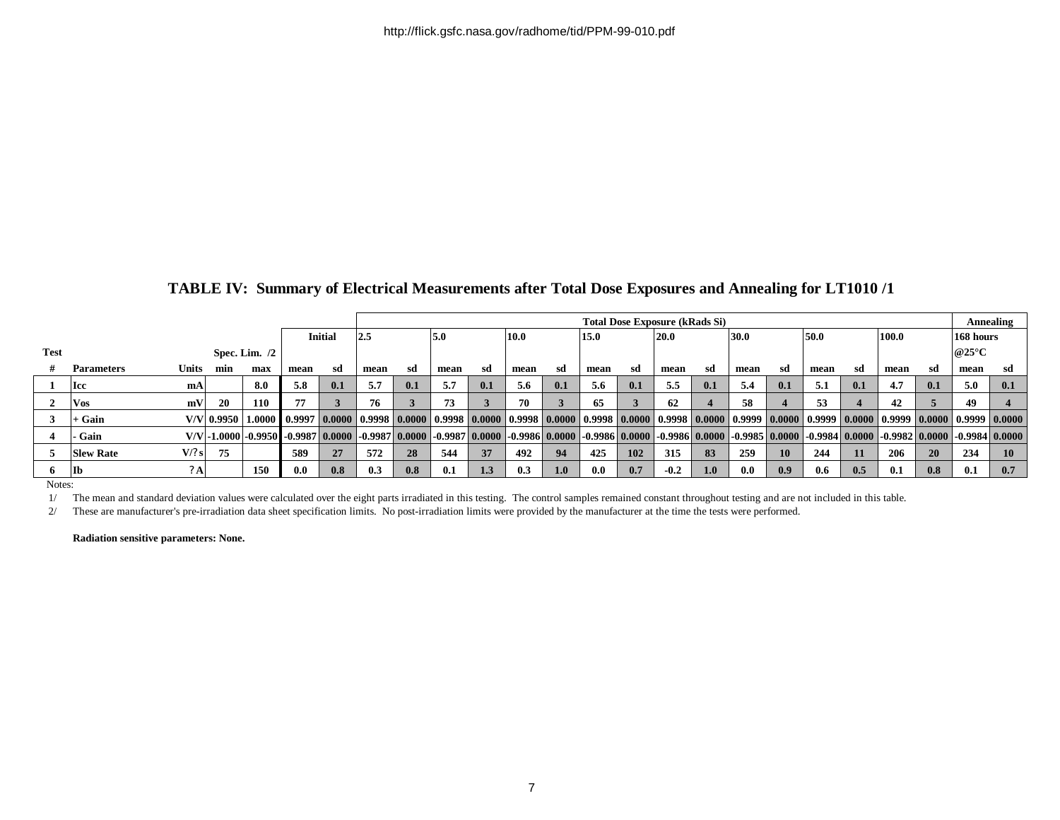http://flick.gsfc.nasa.gov/radhome/tid/PPM-99-010.pdf

## TABLE IV: Summary of Electrical Measurements after Total Dose Exposures and Annealing for LT1010 /1

| | | | | | | | Total Dose Exposure (kRads Si) | | | | | | | | | | | | | | | | | | Annealing | |
|---|---|---|---|---|---|---|---|---|---|---|---|---|---|---|---|---|---|---|---|---|---|---|---|---|---|---|
| | | | | | Initial | | 2.5 | | 5.0 | | 10.0 | | 15.0 | | 20.0 | | 30.0 | | 50.0 | | 100.0 | | | | 168 hours @25°C | |
| Test | | | Spec. Lim. /2 | | | | | | | | | | | | | | | | | | | | | | | |
| # | Parameters | Units | min | max | mean | sd | mean | sd | mean | sd | mean | sd | mean | sd | mean | sd | mean | sd | mean | sd | mean | sd | | | mean | sd |
| 1 | Icc | mA | | 8.0 | 5.8 | 0.1 | 5.7 | 0.1 | 5.7 | 0.1 | 5.6 | 0.1 | 5.6 | 0.1 | 5.5 | 0.1 | 5.4 | 0.1 | 5.1 | 0.1 | 4.7 | 0.1 | | | 5.0 | 0.1 |
| 2 | Vos | mV | 20 | 110 | 77 | 3 | 76 | 3 | 73 | 3 | 70 | 3 | 65 | 3 | 62 | 4 | 58 | 4 | 53 | 4 | 42 | 5 | | | 49 | 4 |
| 3 | + Gain | V/V | 0.9950 | 1.0000 | 0.9997 | 0.0000 | 0.9998 | 0.0000 | 0.9998 | 0.0000 | 0.9998 | 0.0000 | 0.9998 | 0.0000 | 0.9998 | 0.0000 | 0.9999 | 0.0000 | 0.9999 | 0.0000 | 0.9999 | 0.0000 | | | 0.9999 | 0.0000 |
| 4 | - Gain | V/V | -1.0000 | -0.9950 | -0.9987 | 0.0000 | -0.9987 | 0.0000 | -0.9987 | 0.0000 | -0.9986 | 0.0000 | -0.9986 | 0.0000 | -0.9986 | 0.0000 | -0.9985 | 0.0000 | -0.9984 | 0.0000 | -0.9982 | 0.0000 | | | -0.9984 | 0.0000 |
| 5 | Slew Rate | V/?s | 75 | | 589 | 27 | 572 | 28 | 544 | 37 | 492 | 94 | 425 | 102 | 315 | 83 | 259 | 10 | 244 | 11 | 206 | 20 | | | 234 | 10 |
| 6 | Ib | ?A | | 150 | 0.0 | 0.8 | 0.3 | 0.8 | 0.1 | 1.3 | 0.3 | 1.0 | 0.0 | 0.7 | -0.2 | 1.0 | 0.0 | 0.9 | 0.6 | 0.5 | 0.1 | 0.8 | | | 0.1 | 0.7 |

Notes:

1/ The mean and standard deviation values were calculated over the eight parts irradiated in this testing. The control samples remained constant throughout testing and are not included in this table.

2/ These are manufacturer's pre-irradiation data sheet specification limits. No post-irradiation limits were provided by the manufacturer at the time the tests were performed.

**Radiation sensitive parameters: None.**